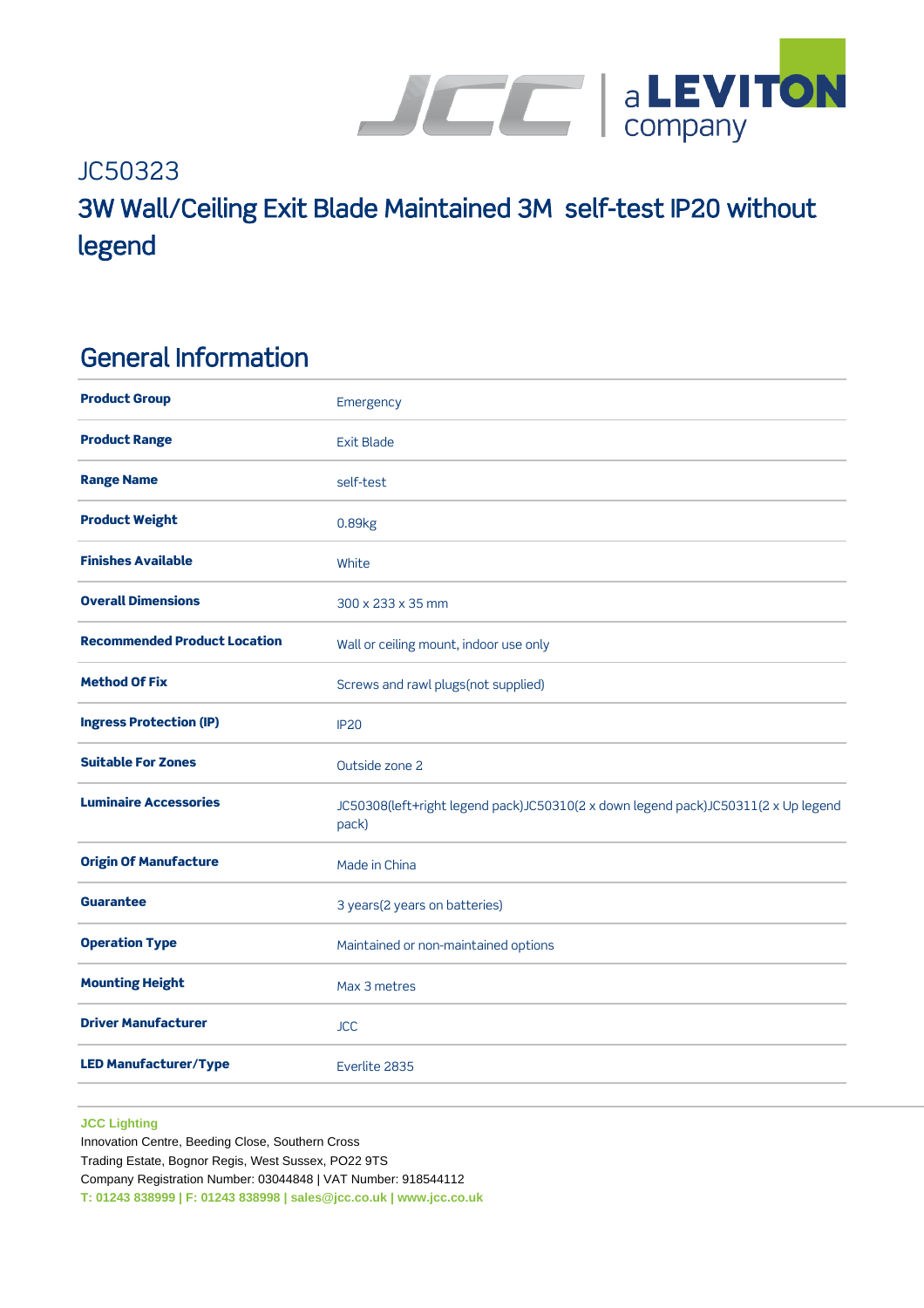JC50323

# 3W Wall/Ceiling Exit Blade Maintained 3M self-test IP20 without legend

## General Information

| | |
|---|---|
| **Product Group** | Emergency |
| **Product Range** | Exit Blade |
| **Range Name** | self-test |
| **Product Weight** | 0.89kg |
| **Finishes Available** | White |
| **Overall Dimensions** | 300 x 233 x 35 mm |
| **Recommended Product Location** | Wall or ceiling mount, indoor use only |
| **Method Of Fix** | Screws and rawl plugs(not supplied) |
| **Ingress Protection (IP)** | IP20 |
| **Suitable For Zones** | Outside zone 2 |
| **Luminaire Accessories** | JC50308(left+right legend pack)JC50310(2 x down legend pack)JC50311(2 x Up legend pack) |
| **Origin Of Manufacture** | Made in China |
| **Guarantee** | 3 years(2 years on batteries) |
| **Operation Type** | Maintained or non-maintained options |
| **Mounting Height** | Max 3 metres |
| **Driver Manufacturer** | JCC |
| **LED Manufacturer/Type** | Everlite 2835 |

**JCC Lighting**
Innovation Centre, Beeding Close, Southern Cross
Trading Estate, Bognor Regis, West Sussex, PO22 9TS
Company Registration Number: 03044848 | VAT Number: 918544112
**T: 01243 838999 | F: 01243 838998 | sales@jcc.co.uk | www.jcc.co.uk**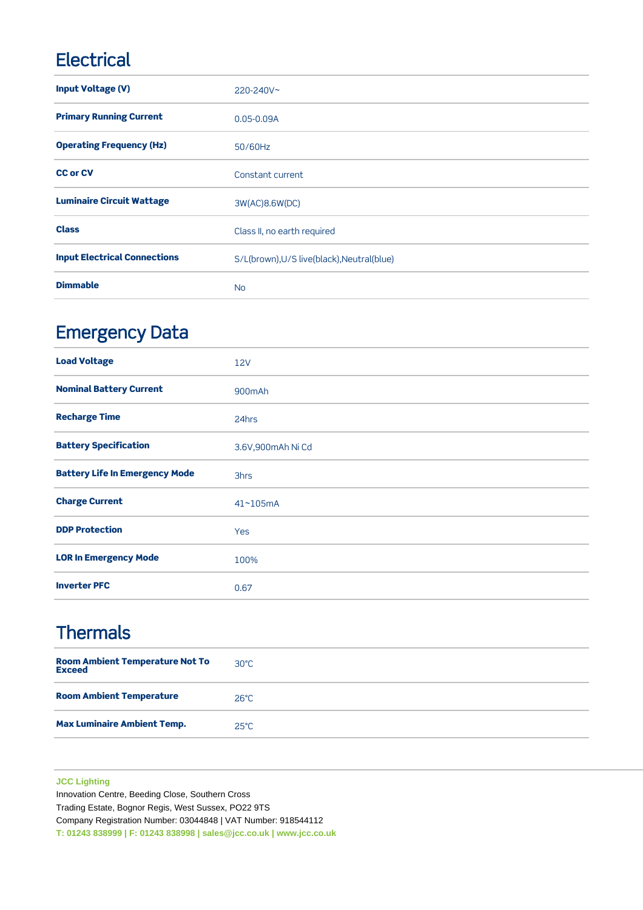## Electrical

| | |
|---|---|
| **Input Voltage (V)** | 220-240V~ |
| **Primary Running Current** | 0.05-0.09A |
| **Operating Frequency (Hz)** | 50/60Hz |
| **CC or CV** | Constant current |
| **Luminaire Circuit Wattage** | 3W(AC)8.6W(DC) |
| **Class** | Class II, no earth required |
| **Input Electrical Connections** | S/L(brown),U/S live(black),Neutral(blue) |
| **Dimmable** | No |

## Emergency Data

| | |
|---|---|
| **Load Voltage** | 12V |
| **Nominal Battery Current** | 900mAh |
| **Recharge Time** | 24hrs |
| **Battery Specification** | 3.6V,900mAh Ni Cd |
| **Battery Life In Emergency Mode** | 3hrs |
| **Charge Current** | 41~105mA |
| **DDP Protection** | Yes |
| **LOR In Emergency Mode** | 100% |
| **Inverter PFC** | 0.67 |

## Thermals

| | |
|---|---|
| **Room Ambient Temperature Not To Exceed** | 30°C |
| **Room Ambient Temperature** | 26°C |
| **Max Luminaire Ambient Temp.** | 25°C |

**JCC Lighting**
Innovation Centre, Beeding Close, Southern Cross
Trading Estate, Bognor Regis, West Sussex, PO22 9TS
Company Registration Number: 03044848 | VAT Number: 918544112
**T: 01243 838999 | F: 01243 838998 | sales@jcc.co.uk | www.jcc.co.uk**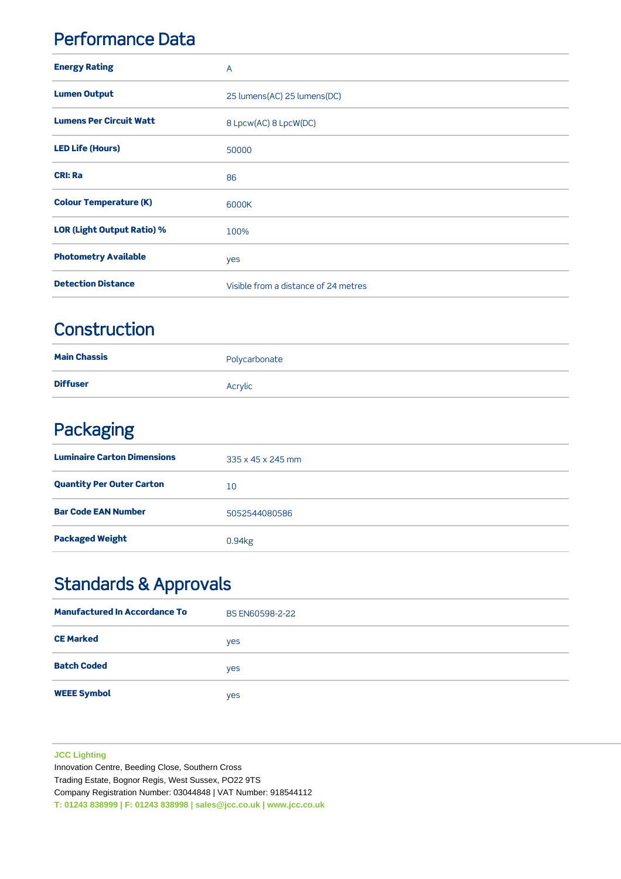## Performance Data

| | |
|---|---|
| **Energy Rating** | A |
| **Lumen Output** | 25 lumens(AC) 25 lumens(DC) |
| **Lumens Per Circuit Watt** | 8 Lpcw(AC) 8 LpcW(DC) |
| **LED Life (Hours)** | 50000 |
| **CRI: Ra** | 86 |
| **Colour Temperature (K)** | 6000K |
| **LOR (Light Output Ratio) %** | 100% |
| **Photometry Available** | yes |
| **Detection Distance** | Visible from a distance of 24 metres |

## Construction

| | |
|---|---|
| **Main Chassis** | Polycarbonate |
| **Diffuser** | Acrylic |

## Packaging

| | |
|---|---|
| **Luminaire Carton Dimensions** | 335 x 45 x 245 mm |
| **Quantity Per Outer Carton** | 10 |
| **Bar Code EAN Number** | 5052544080586 |
| **Packaged Weight** | 0.94kg |

## Standards & Approvals

| | |
|---|---|
| **Manufactured In Accordance To** | BS EN60598-2-22 |
| **CE Marked** | yes |
| **Batch Coded** | yes |
| **WEEE Symbol** | yes |

**JCC Lighting**
Innovation Centre, Beeding Close, Southern Cross
Trading Estate, Bognor Regis, West Sussex, PO22 9TS
Company Registration Number: 03044848 | VAT Number: 918544112
**T: 01243 838999 | F: 01243 838998 | sales@jcc.co.uk | www.jcc.co.uk**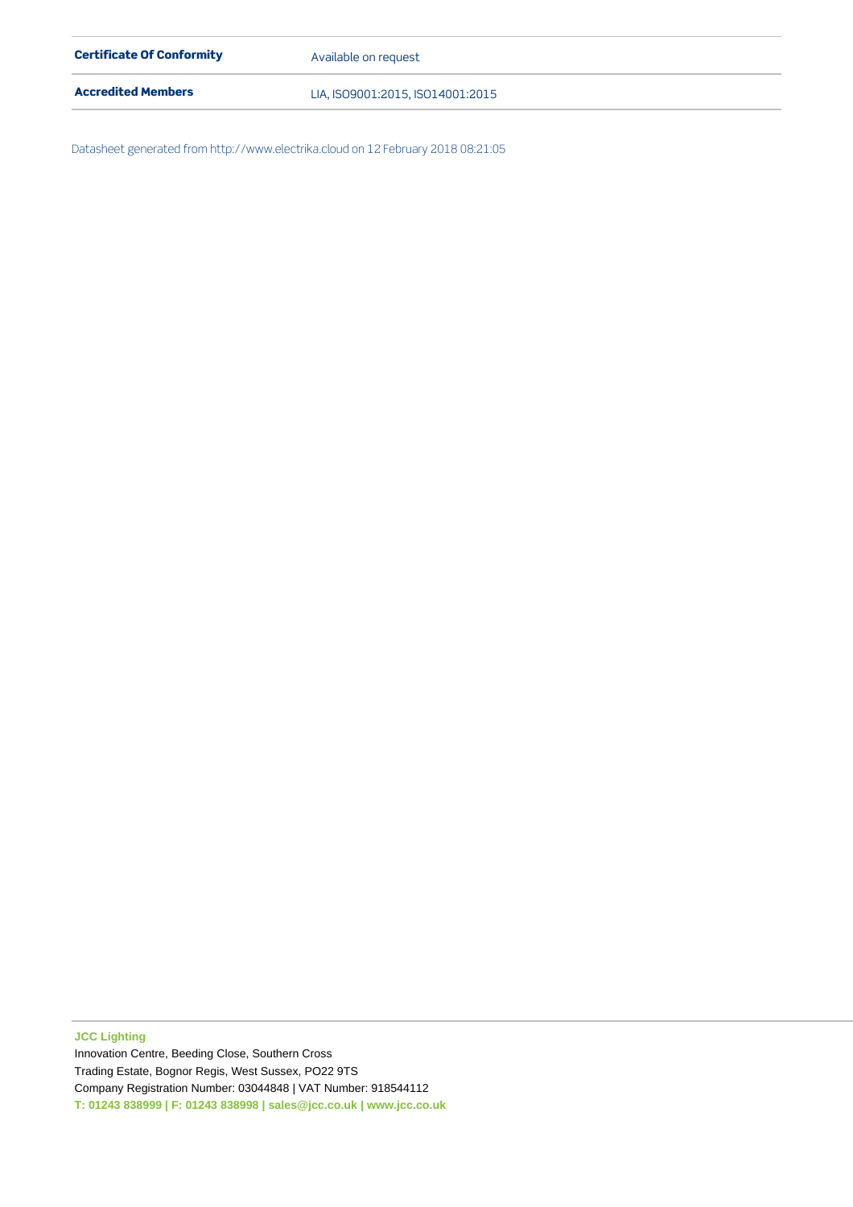| | |
|---|---|
| **Certificate Of Conformity** | Available on request |
| **Accredited Members** | LIA, ISO9001:2015, ISO14001:2015 |

Datasheet generated from http://www.electrika.cloud on 12 February 2018 08:21:05

**JCC Lighting**
Innovation Centre, Beeding Close, Southern Cross
Trading Estate, Bognor Regis, West Sussex, PO22 9TS
Company Registration Number: 03044848 | VAT Number: 918544112
**T: 01243 838999 | F: 01243 838998 | sales@jcc.co.uk | www.jcc.co.uk**